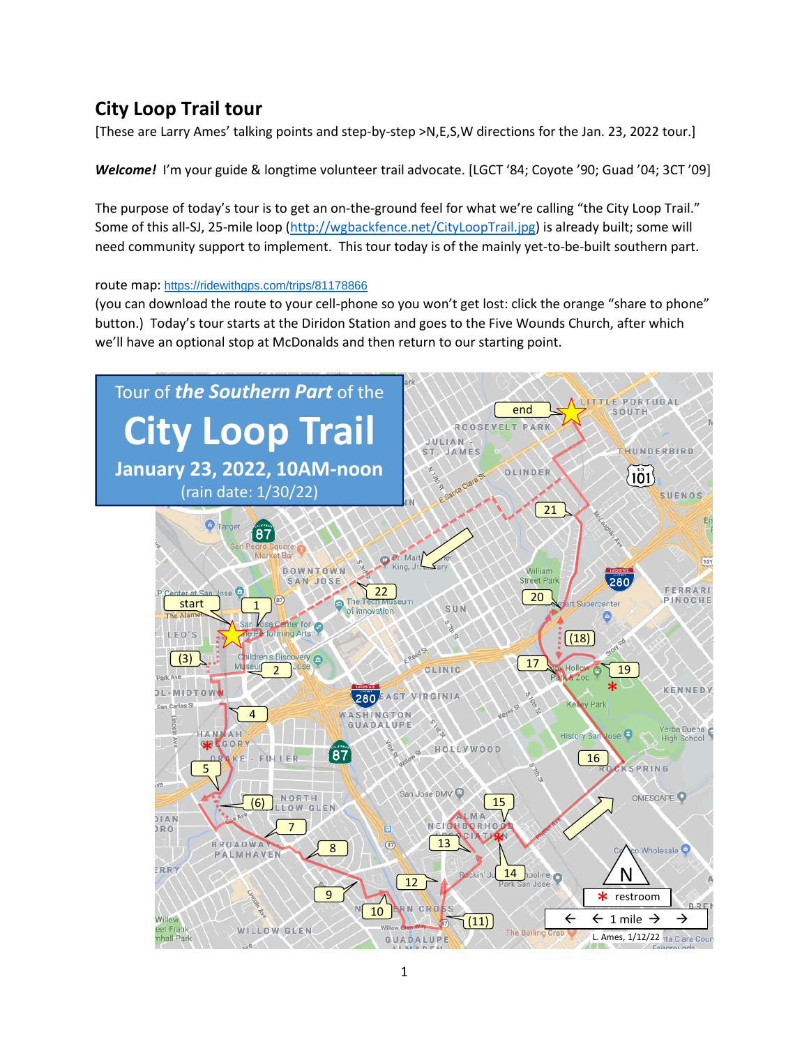# City Loop Trail tour

[These are Larry Ames' talking points and step-by-step >N,E,S,W directions for the Jan. 23, 2022 tour.]

***Welcome!*** I'm your guide & longtime volunteer trail advocate. [LGCT '84; Coyote '90; Guad '04; 3CT '09]

The purpose of today's tour is to get an on-the-ground feel for what we're calling "the City Loop Trail." Some of this all-SJ, 25-mile loop (http://wgbackfence.net/CityLoopTrail.jpg) is already built; some will need community support to implement. This tour today is of the mainly yet-to-be-built southern part.

route map: https://ridewithgps.com/trips/81178866
(you can download the route to your cell-phone so you won't get lost: click the orange "share to phone" button.) Today's tour starts at the Diridon Station and goes to the Five Wounds Church, after which we'll have an optional stop at McDonalds and then return to our starting point.

Tour of *the Southern Part* of the

**City Loop Trail**

**January 23, 2022, 10AM-noon**

(rain date: 1/30/22)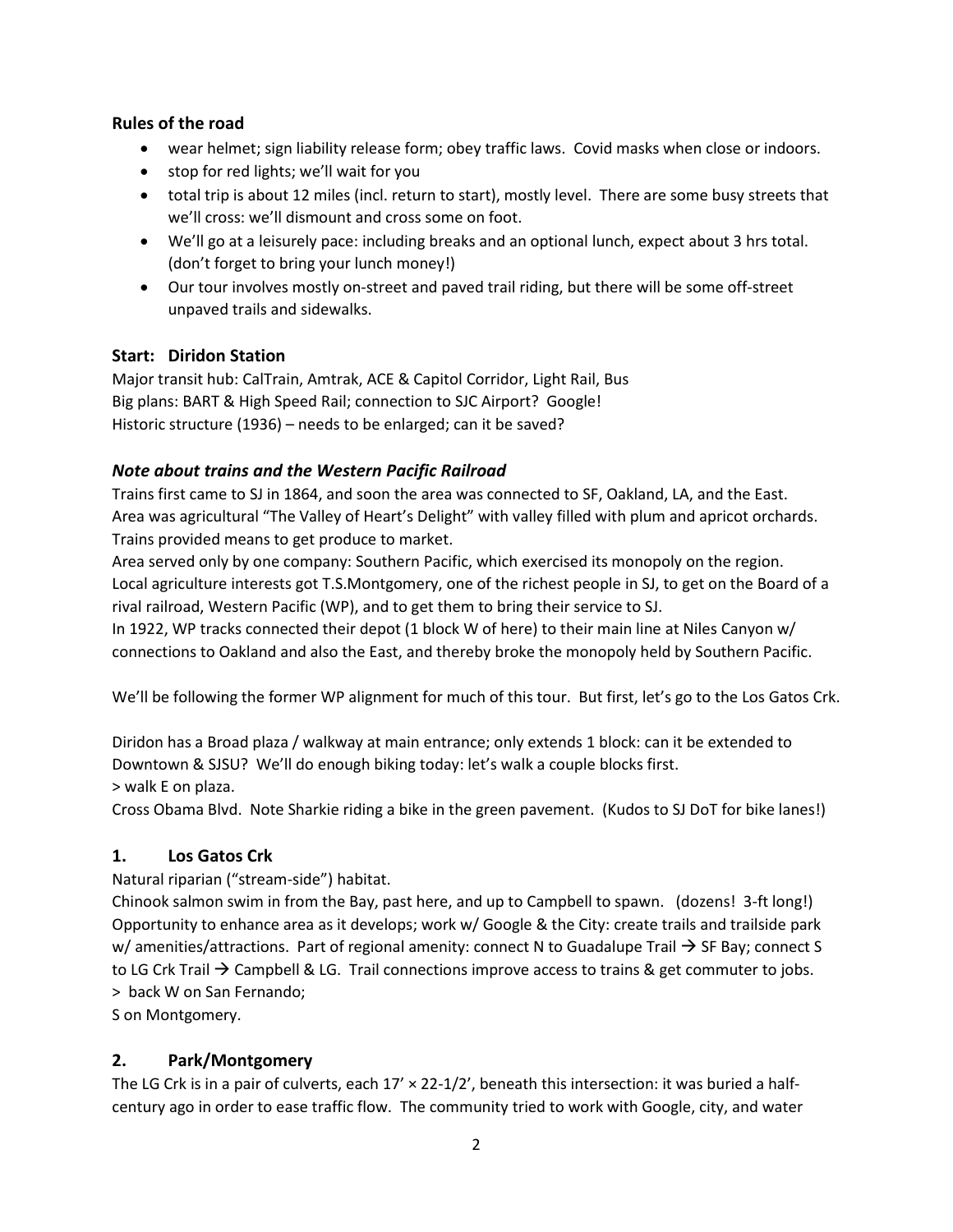### Rules of the road

- wear helmet; sign liability release form; obey traffic laws. Covid masks when close or indoors.
- stop for red lights; we'll wait for you
- total trip is about 12 miles (incl. return to start), mostly level. There are some busy streets that we'll cross: we'll dismount and cross some on foot.
- We'll go at a leisurely pace: including breaks and an optional lunch, expect about 3 hrs total. (don't forget to bring your lunch money!)
- Our tour involves mostly on-street and paved trail riding, but there will be some off-street unpaved trails and sidewalks.

### Start: Diridon Station

Major transit hub: CalTrain, Amtrak, ACE & Capitol Corridor, Light Rail, Bus
Big plans: BART & High Speed Rail; connection to SJC Airport? Google!
Historic structure (1936) – needs to be enlarged; can it be saved?

### *Note about trains and the Western Pacific Railroad*

Trains first came to SJ in 1864, and soon the area was connected to SF, Oakland, LA, and the East.
Area was agricultural "The Valley of Heart's Delight" with valley filled with plum and apricot orchards.
Trains provided means to get produce to market.
Area served only by one company: Southern Pacific, which exercised its monopoly on the region.
Local agriculture interests got T.S.Montgomery, one of the richest people in SJ, to get on the Board of a rival railroad, Western Pacific (WP), and to get them to bring their service to SJ.
In 1922, WP tracks connected their depot (1 block W of here) to their main line at Niles Canyon w/ connections to Oakland and also the East, and thereby broke the monopoly held by Southern Pacific.

We'll be following the former WP alignment for much of this tour. But first, let's go to the Los Gatos Crk.

Diridon has a Broad plaza / walkway at main entrance; only extends 1 block: can it be extended to Downtown & SJSU? We'll do enough biking today: let's walk a couple blocks first.
> walk E on plaza.
Cross Obama Blvd. Note Sharkie riding a bike in the green pavement. (Kudos to SJ DoT for bike lanes!)

### 1. Los Gatos Crk

Natural riparian ("stream-side") habitat.
Chinook salmon swim in from the Bay, past here, and up to Campbell to spawn. (dozens! 3-ft long!)
Opportunity to enhance area as it develops; work w/ Google & the City: create trails and trailside park w/ amenities/attractions. Part of regional amenity: connect N to Guadalupe Trail → SF Bay; connect S to LG Crk Trail → Campbell & LG. Trail connections improve access to trains & get commuter to jobs.
> back W on San Fernando;
S on Montgomery.

### 2. Park/Montgomery

The LG Crk is in a pair of culverts, each 17′ × 22-1/2′, beneath this intersection: it was buried a half-century ago in order to ease traffic flow. The community tried to work with Google, city, and water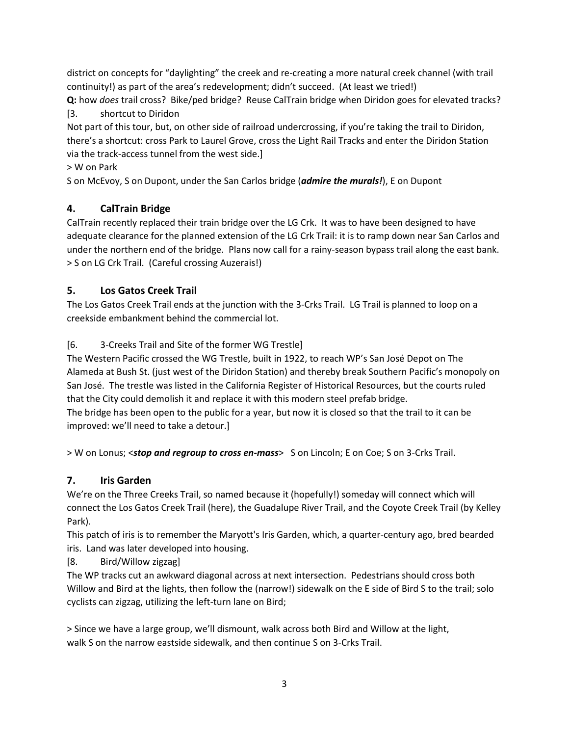district on concepts for "daylighting" the creek and re-creating a more natural creek channel (with trail continuity!) as part of the area's redevelopment; didn't succeed. (At least we tried!)

**Q:** how *does* trail cross? Bike/ped bridge? Reuse CalTrain bridge when Diridon goes for elevated tracks?

[3. shortcut to Diridon

Not part of this tour, but, on other side of railroad undercrossing, if you're taking the trail to Diridon, there's a shortcut: cross Park to Laurel Grove, cross the Light Rail Tracks and enter the Diridon Station via the track-access tunnel from the west side.]

> W on Park

S on McEvoy, S on Dupont, under the San Carlos bridge (***admire the murals!***), E on Dupont

## 4. CalTrain Bridge

CalTrain recently replaced their train bridge over the LG Crk. It was to have been designed to have adequate clearance for the planned extension of the LG Crk Trail: it is to ramp down near San Carlos and under the northern end of the bridge. Plans now call for a rainy-season bypass trail along the east bank.

> S on LG Crk Trail. (Careful crossing Auzerais!)

## 5. Los Gatos Creek Trail

The Los Gatos Creek Trail ends at the junction with the 3-Crks Trail. LG Trail is planned to loop on a creekside embankment behind the commercial lot.

[6. 3-Creeks Trail and Site of the former WG Trestle]

The Western Pacific crossed the WG Trestle, built in 1922, to reach WP's San José Depot on The Alameda at Bush St. (just west of the Diridon Station) and thereby break Southern Pacific's monopoly on San José. The trestle was listed in the California Register of Historical Resources, but the courts ruled that the City could demolish it and replace it with this modern steel prefab bridge.

The bridge has been open to the public for a year, but now it is closed so that the trail to it can be improved: we'll need to take a detour.]

> W on Lonus; <***stop and regroup to cross en-mass***> S on Lincoln; E on Coe; S on 3-Crks Trail.

## 7. Iris Garden

We're on the Three Creeks Trail, so named because it (hopefully!) someday will connect which will connect the Los Gatos Creek Trail (here), the Guadalupe River Trail, and the Coyote Creek Trail (by Kelley Park).

This patch of iris is to remember the Maryott's Iris Garden, which, a quarter-century ago, bred bearded iris. Land was later developed into housing.

[8. Bird/Willow zigzag]

The WP tracks cut an awkward diagonal across at next intersection. Pedestrians should cross both Willow and Bird at the lights, then follow the (narrow!) sidewalk on the E side of Bird S to the trail; solo cyclists can zigzag, utilizing the left-turn lane on Bird;

> Since we have a large group, we'll dismount, walk across both Bird and Willow at the light, walk S on the narrow eastside sidewalk, and then continue S on 3-Crks Trail.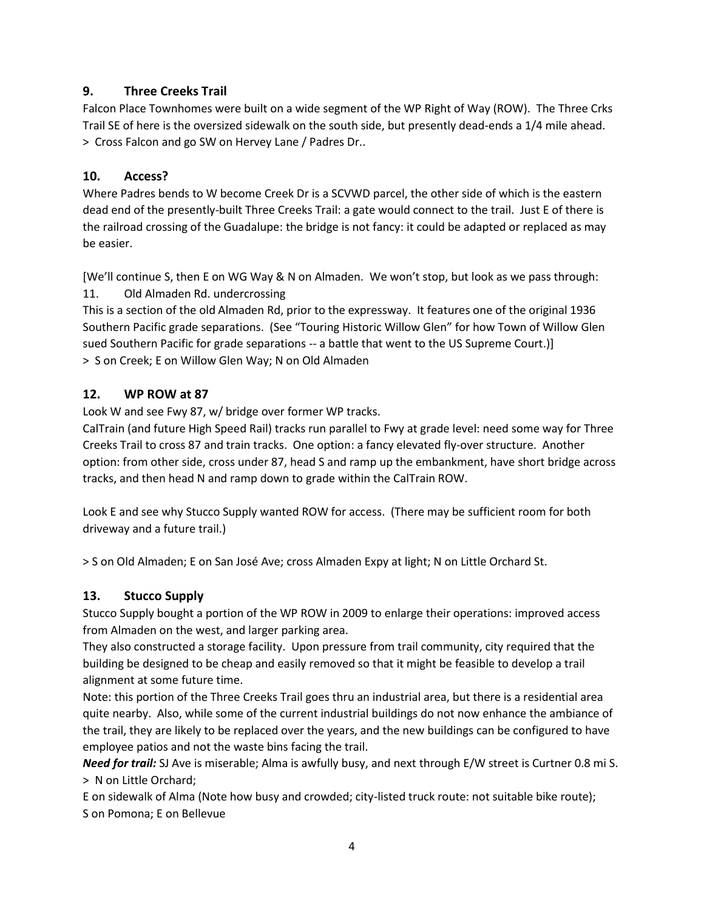## 9. Three Creeks Trail

Falcon Place Townhomes were built on a wide segment of the WP Right of Way (ROW). The Three Crks Trail SE of here is the oversized sidewalk on the south side, but presently dead-ends a 1/4 mile ahead.
> Cross Falcon and go SW on Hervey Lane / Padres Dr..

## 10. Access?

Where Padres bends to W become Creek Dr is a SCVWD parcel, the other side of which is the eastern dead end of the presently-built Three Creeks Trail: a gate would connect to the trail. Just E of there is the railroad crossing of the Guadalupe: the bridge is not fancy: it could be adapted or replaced as may be easier.

[We'll continue S, then E on WG Way & N on Almaden. We won't stop, but look as we pass through:
11. Old Almaden Rd. undercrossing
This is a section of the old Almaden Rd, prior to the expressway. It features one of the original 1936 Southern Pacific grade separations. (See "Touring Historic Willow Glen" for how Town of Willow Glen sued Southern Pacific for grade separations -- a battle that went to the US Supreme Court.)]
> S on Creek; E on Willow Glen Way; N on Old Almaden

## 12. WP ROW at 87

Look W and see Fwy 87, w/ bridge over former WP tracks.
CalTrain (and future High Speed Rail) tracks run parallel to Fwy at grade level: need some way for Three Creeks Trail to cross 87 and train tracks. One option: a fancy elevated fly-over structure. Another option: from other side, cross under 87, head S and ramp up the embankment, have short bridge across tracks, and then head N and ramp down to grade within the CalTrain ROW.

Look E and see why Stucco Supply wanted ROW for access. (There may be sufficient room for both driveway and a future trail.)

> S on Old Almaden; E on San José Ave; cross Almaden Expy at light; N on Little Orchard St.

## 13. Stucco Supply

Stucco Supply bought a portion of the WP ROW in 2009 to enlarge their operations: improved access from Almaden on the west, and larger parking area.
They also constructed a storage facility. Upon pressure from trail community, city required that the building be designed to be cheap and easily removed so that it might be feasible to develop a trail alignment at some future time.
Note: this portion of the Three Creeks Trail goes thru an industrial area, but there is a residential area quite nearby. Also, while some of the current industrial buildings do not now enhance the ambiance of the trail, they are likely to be replaced over the years, and the new buildings can be configured to have employee patios and not the waste bins facing the trail.
***Need for trail:*** SJ Ave is miserable; Alma is awfully busy, and next through E/W street is Curtner 0.8 mi S.
> N on Little Orchard;
E on sidewalk of Alma (Note how busy and crowded; city-listed truck route: not suitable bike route);
S on Pomona; E on Bellevue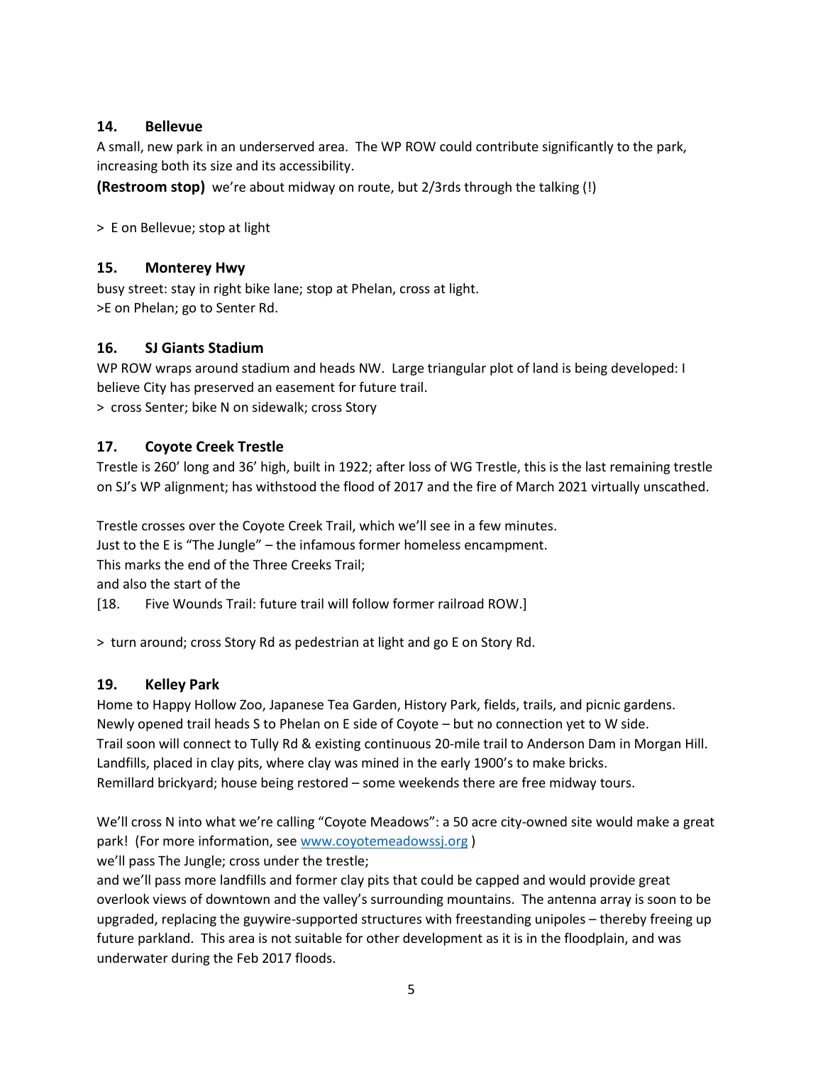### 14. Bellevue

A small, new park in an underserved area. The WP ROW could contribute significantly to the park, increasing both its size and its accessibility.

**(Restroom stop)** we're about midway on route, but 2/3rds through the talking (!)

> E on Bellevue; stop at light

### 15. Monterey Hwy

busy street: stay in right bike lane; stop at Phelan, cross at light.
>E on Phelan; go to Senter Rd.

### 16. SJ Giants Stadium

WP ROW wraps around stadium and heads NW. Large triangular plot of land is being developed: I believe City has preserved an easement for future trail.

> cross Senter; bike N on sidewalk; cross Story

### 17. Coyote Creek Trestle

Trestle is 260' long and 36' high, built in 1922; after loss of WG Trestle, this is the last remaining trestle on SJ's WP alignment; has withstood the flood of 2017 and the fire of March 2021 virtually unscathed.

Trestle crosses over the Coyote Creek Trail, which we'll see in a few minutes.
Just to the E is "The Jungle" – the infamous former homeless encampment.
This marks the end of the Three Creeks Trail;
and also the start of the
[18. Five Wounds Trail: future trail will follow former railroad ROW.]

> turn around; cross Story Rd as pedestrian at light and go E on Story Rd.

### 19. Kelley Park

Home to Happy Hollow Zoo, Japanese Tea Garden, History Park, fields, trails, and picnic gardens.
Newly opened trail heads S to Phelan on E side of Coyote – but no connection yet to W side.
Trail soon will connect to Tully Rd & existing continuous 20-mile trail to Anderson Dam in Morgan Hill.
Landfills, placed in clay pits, where clay was mined in the early 1900's to make bricks.
Remillard brickyard; house being restored – some weekends there are free midway tours.

We'll cross N into what we're calling "Coyote Meadows": a 50 acre city-owned site would make a great park! (For more information, see [www.coyotemeadowssj.org](http://www.coyotemeadowssj.org) )
we'll pass The Jungle; cross under the trestle;
and we'll pass more landfills and former clay pits that could be capped and would provide great overlook views of downtown and the valley's surrounding mountains. The antenna array is soon to be upgraded, replacing the guywire-supported structures with freestanding unipoles – thereby freeing up future parkland. This area is not suitable for other development as it is in the floodplain, and was underwater during the Feb 2017 floods.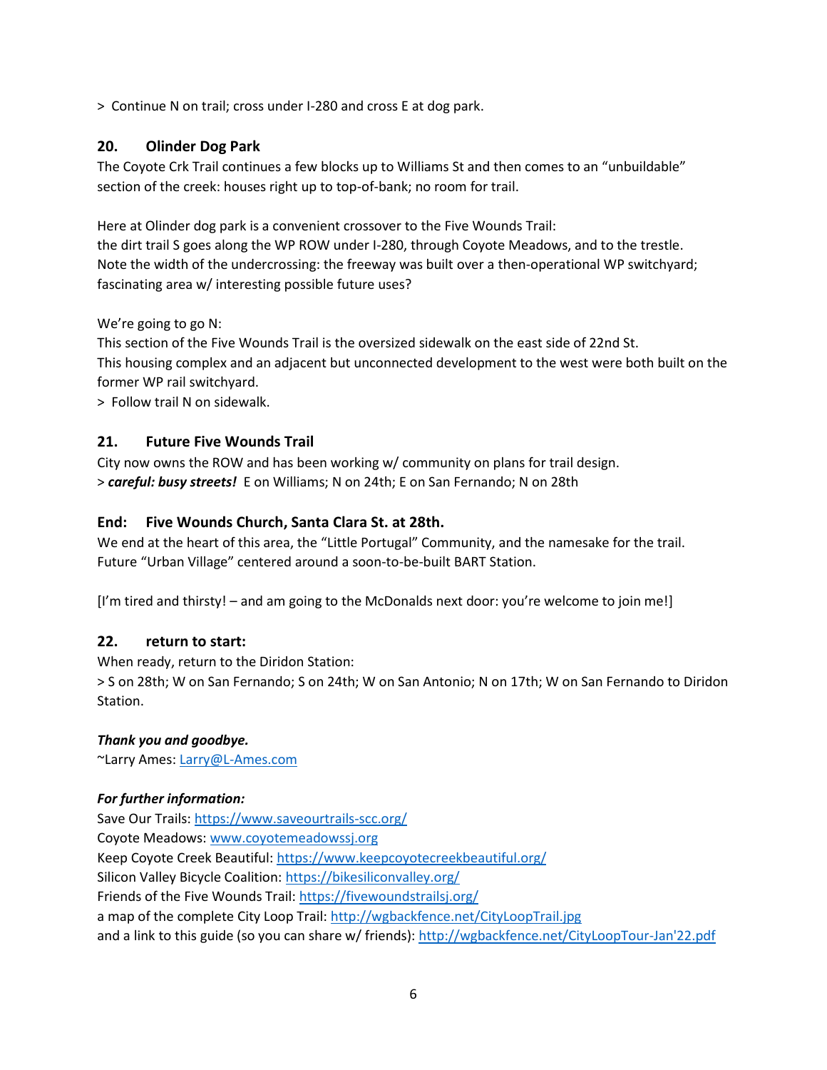> Continue N on trail; cross under I-280 and cross E at dog park.

### 20. Olinder Dog Park

The Coyote Crk Trail continues a few blocks up to Williams St and then comes to an "unbuildable" section of the creek: houses right up to top-of-bank; no room for trail.

Here at Olinder dog park is a convenient crossover to the Five Wounds Trail:
the dirt trail S goes along the WP ROW under I-280, through Coyote Meadows, and to the trestle.
Note the width of the undercrossing: the freeway was built over a then-operational WP switchyard; fascinating area w/ interesting possible future uses?

We're going to go N:
This section of the Five Wounds Trail is the oversized sidewalk on the east side of 22nd St.
This housing complex and an adjacent but unconnected development to the west were both built on the former WP rail switchyard.
> Follow trail N on sidewalk.

### 21. Future Five Wounds Trail

City now owns the ROW and has been working w/ community on plans for trail design.
> ***careful: busy streets!*** E on Williams; N on 24th; E on San Fernando; N on 28th

### End: Five Wounds Church, Santa Clara St. at 28th.

We end at the heart of this area, the "Little Portugal" Community, and the namesake for the trail.
Future "Urban Village" centered around a soon-to-be-built BART Station.

[I'm tired and thirsty! – and am going to the McDonalds next door: you're welcome to join me!]

### 22. return to start:

When ready, return to the Diridon Station:
> S on 28th; W on San Fernando; S on 24th; W on San Antonio; N on 17th; W on San Fernando to Diridon Station.

***Thank you and goodbye.***
~Larry Ames: Larry@L-Ames.com

***For further information:***
Save Our Trails: https://www.saveourtrails-scc.org/
Coyote Meadows: www.coyotemeadowssj.org
Keep Coyote Creek Beautiful: https://www.keepcoyotecreekbeautiful.org/
Silicon Valley Bicycle Coalition: https://bikesiliconvalley.org/
Friends of the Five Wounds Trail: https://fivewoundstrailsj.org/
a map of the complete City Loop Trail: http://wgbackfence.net/CityLoopTrail.jpg
and a link to this guide (so you can share w/ friends): http://wgbackfence.net/CityLoopTour-Jan'22.pdf